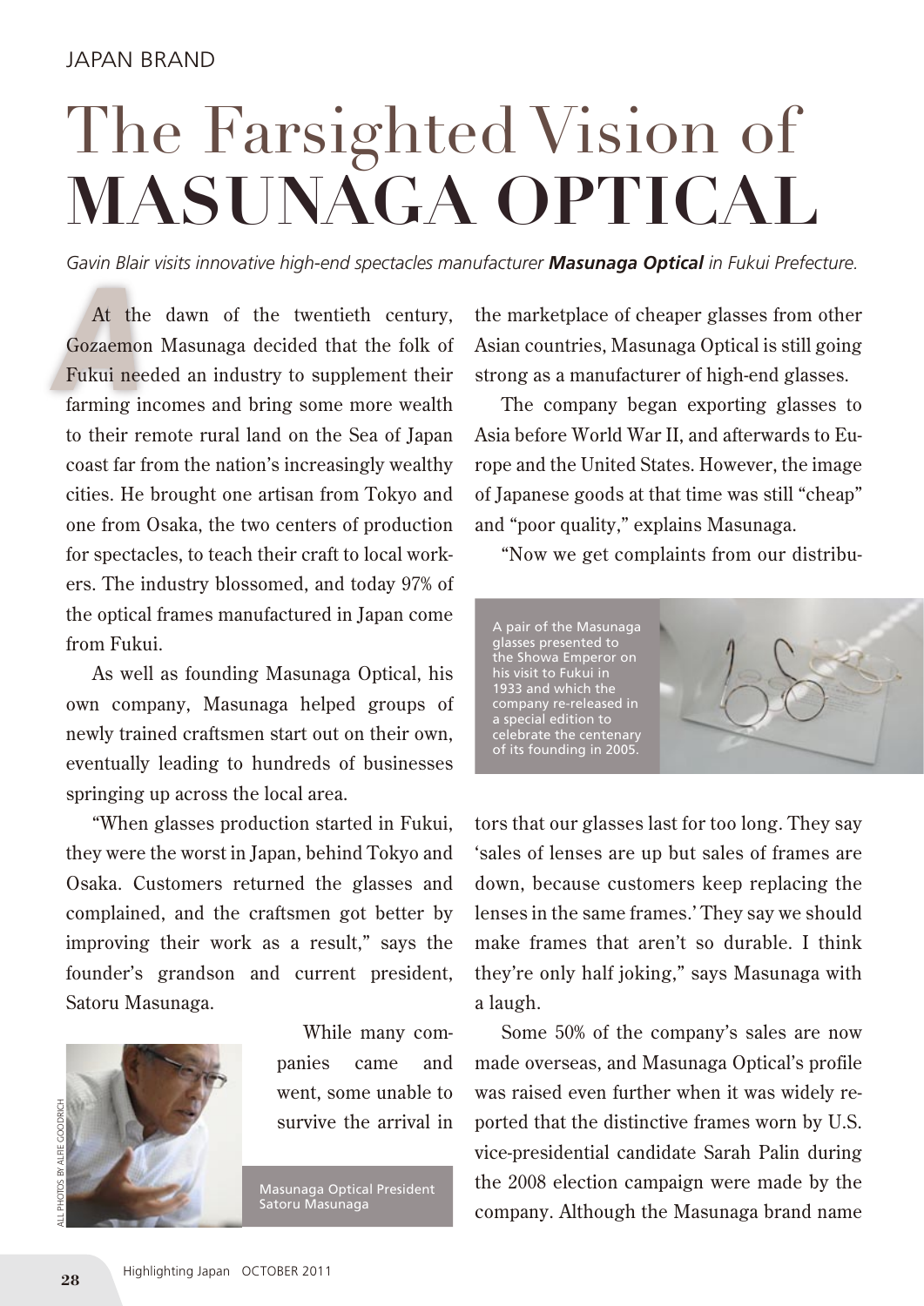JAPAN BRAND

# The Farsighted Vision of MASUNAGA OPTICAL

*Gavin Blair visits innovative high-end spectacles manufacturer **Masunaga Optical** in Fukui Prefecture.*

At the dawn of the twentieth century, Gozaemon Masunaga decided that the folk of Fukui needed an industry to supplement their farming incomes and bring some more wealth to their remote rural land on the Sea of Japan coast far from the nation's increasingly wealthy cities. He brought one artisan from Tokyo and one from Osaka, the two centers of production for spectacles, to teach their craft to local workers. The industry blossomed, and today 97% of the optical frames manufactured in Japan come from Fukui.

As well as founding Masunaga Optical, his own company, Masunaga helped groups of newly trained craftsmen start out on their own, eventually leading to hundreds of businesses springing up across the local area.

"When glasses production started in Fukui, they were the worst in Japan, behind Tokyo and Osaka. Customers returned the glasses and complained, and the craftsmen got better by improving their work as a result," says the founder's grandson and current president, Satoru Masunaga.

Masunaga Optical President Satoru Masunaga

ALL PHOTOS BY ALFIE GOODRICH

While many companies came and went, some unable to survive the arrival in the marketplace of cheaper glasses from other Asian countries, Masunaga Optical is still going strong as a manufacturer of high-end glasses.

The company began exporting glasses to Asia before World War II, and afterwards to Europe and the United States. However, the image of Japanese goods at that time was still "cheap" and "poor quality," explains Masunaga.

"Now we get complaints from our distributors that our glasses last for too long. They say 'sales of lenses are up but sales of frames are down, because customers keep replacing the lenses in the same frames.' They say we should make frames that aren't so durable. I think they're only half joking," says Masunaga with a laugh.

A pair of the Masunaga glasses presented to the Showa Emperor on his visit to Fukui in 1933 and which the company re-released in a special edition to celebrate the centenary of its founding in 2005.

Some 50% of the company's sales are now made overseas, and Masunaga Optical's profile was raised even further when it was widely reported that the distinctive frames worn by U.S. vice-presidential candidate Sarah Palin during the 2008 election campaign were made by the company. Although the Masunaga brand name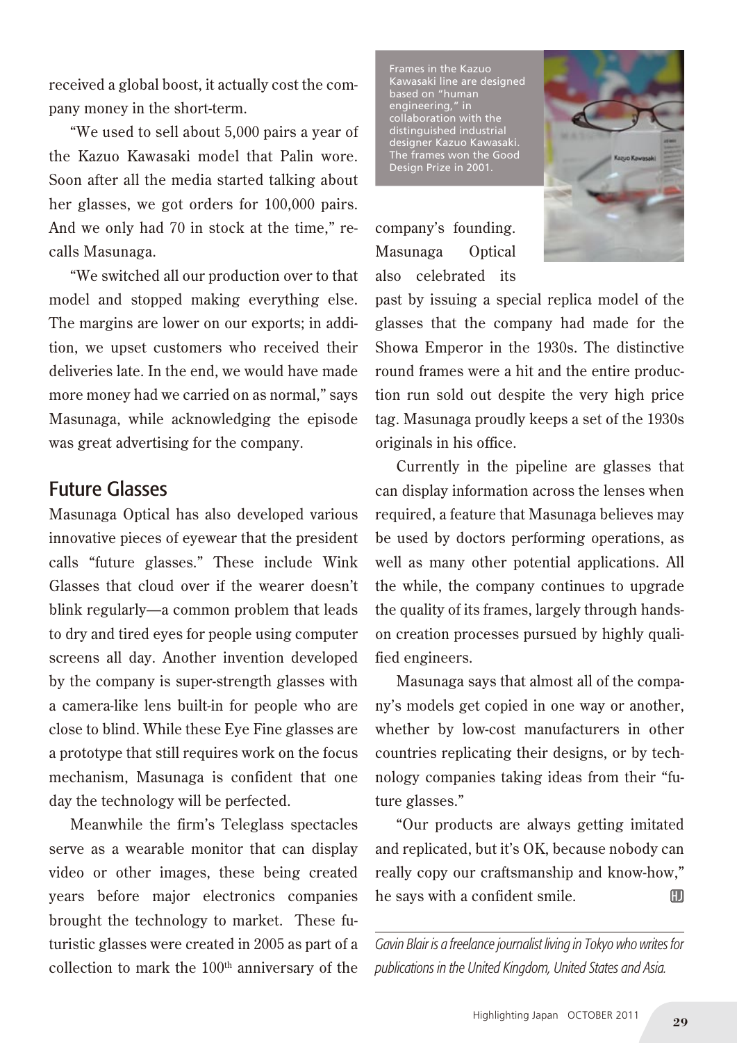received a global boost, it actually cost the company money in the short-term.

"We used to sell about 5,000 pairs a year of the Kazuo Kawasaki model that Palin wore. Soon after all the media started talking about her glasses, we got orders for 100,000 pairs. And we only had 70 in stock at the time," recalls Masunaga.

"We switched all our production over to that model and stopped making everything else. The margins are lower on our exports; in addition, we upset customers who received their deliveries late. In the end, we would have made more money had we carried on as normal," says Masunaga, while acknowledging the episode was great advertising for the company.

## Future Glasses

Masunaga Optical has also developed various innovative pieces of eyewear that the president calls "future glasses." These include Wink Glasses that cloud over if the wearer doesn't blink regularly—a common problem that leads to dry and tired eyes for people using computer screens all day. Another invention developed by the company is super-strength glasses with a camera-like lens built-in for people who are close to blind. While these Eye Fine glasses are a prototype that still requires work on the focus mechanism, Masunaga is confident that one day the technology will be perfected.

Meanwhile the firm's Teleglass spectacles serve as a wearable monitor that can display video or other images, these being created years before major electronics companies brought the technology to market. These futuristic glasses were created in 2005 as part of a collection to mark the 100th anniversary of the company's founding. Masunaga Optical also celebrated its past by issuing a special replica model of the glasses that the company had made for the Showa Emperor in the 1930s. The distinctive round frames were a hit and the entire production run sold out despite the very high price tag. Masunaga proudly keeps a set of the 1930s originals in his office.

Frames in the Kazuo Kawasaki line are designed based on "human engineering," in collaboration with the distinguished industrial designer Kazuo Kawasaki. The frames won the Good Design Prize in 2001.

Currently in the pipeline are glasses that can display information across the lenses when required, a feature that Masunaga believes may be used by doctors performing operations, as well as many other potential applications. All the while, the company continues to upgrade the quality of its frames, largely through hands-on creation processes pursued by highly qualified engineers.

Masunaga says that almost all of the company's models get copied in one way or another, whether by low-cost manufacturers in other countries replicating their designs, or by technology companies taking ideas from their "future glasses."

"Our products are always getting imitated and replicated, but it's OK, because nobody can really copy our craftsmanship and know-how," he says with a confident smile.

*Gavin Blair is a freelance journalist living in Tokyo who writes for publications in the United Kingdom, United States and Asia.*